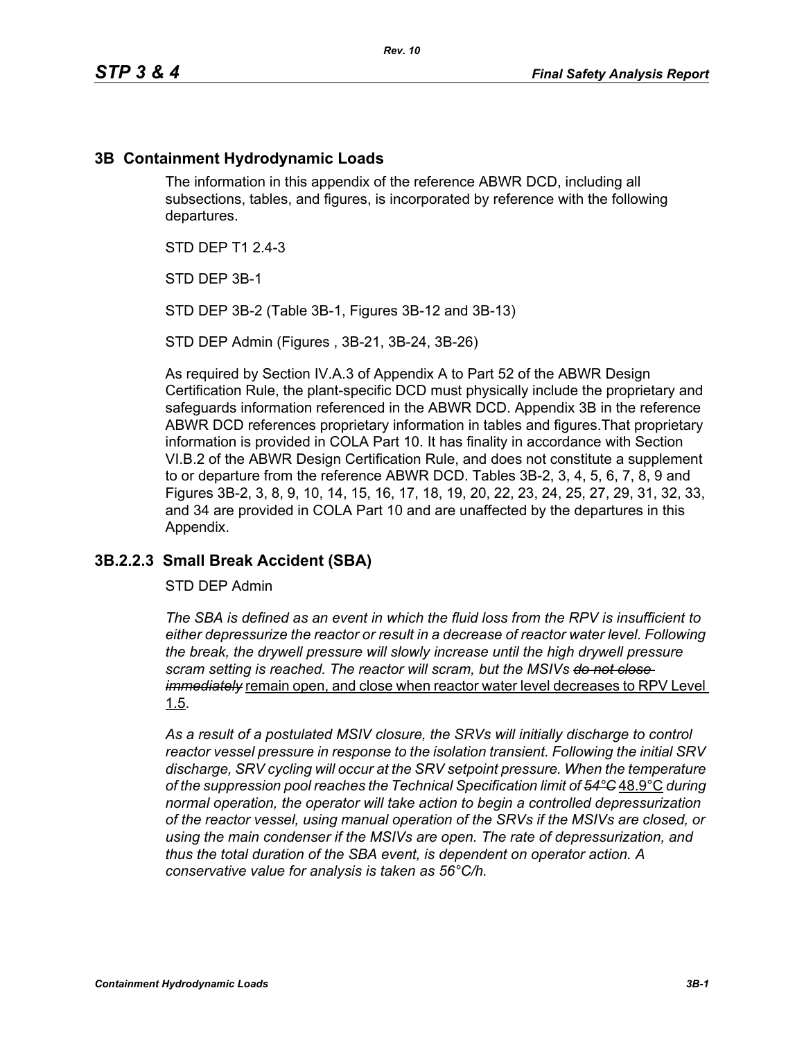## 3B Containment Hydrodynamic Loads

The information in this appendix of the reference ABWR DCD, including all subsections, tables, and figures, is incorporated by reference with the following departures.

STD DEP T1 2.4-3

STD DEP 3B-1

STD DEP 3B-2 (Table 3B-1, Figures 3B-12 and 3B-13)

STD DEP Admin (Figures , 3B-21, 3B-24, 3B-26)

As required by Section IV.A.3 of Appendix A to Part 52 of the ABWR Design Certification Rule, the plant-specific DCD must physically include the proprietary and safeguards information referenced in the ABWR DCD. Appendix 3B in the reference ABWR DCD references proprietary information in tables and figures.That proprietary information is provided in COLA Part 10. It has finality in accordance with Section VI.B.2 of the ABWR Design Certification Rule, and does not constitute a supplement to or departure from the reference ABWR DCD. Tables 3B-2, 3, 4, 5, 6, 7, 8, 9 and Figures 3B-2, 3, 8, 9, 10, 14, 15, 16, 17, 18, 19, 20, 22, 23, 24, 25, 27, 29, 31, 32, 33, and 34 are provided in COLA Part 10 and are unaffected by the departures in this Appendix.

### 3B.2.2.3 Small Break Accident (SBA)

STD DEP Admin

*The SBA is defined as an event in which the fluid loss from the RPV is insufficient to either depressurize the reactor or result in a decrease of reactor water level. Following the break, the drywell pressure will slowly increase until the high drywell pressure scram setting is reached. The reactor will scram, but the MSIVs ~~do not close immediately~~* remain open, and close when reactor water level decreases to RPV Level 1.5.

*As a result of a postulated MSIV closure, the SRVs will initially discharge to control reactor vessel pressure in response to the isolation transient. Following the initial SRV discharge, SRV cycling will occur at the SRV setpoint pressure. When the temperature of the suppression pool reaches the Technical Specification limit of ~~54°C~~* 48.9°C *during normal operation, the operator will take action to begin a controlled depressurization of the reactor vessel, using manual operation of the SRVs if the MSIVs are closed, or using the main condenser if the MSIVs are open. The rate of depressurization, and thus the total duration of the SBA event, is dependent on operator action. A conservative value for analysis is taken as 56°C/h.*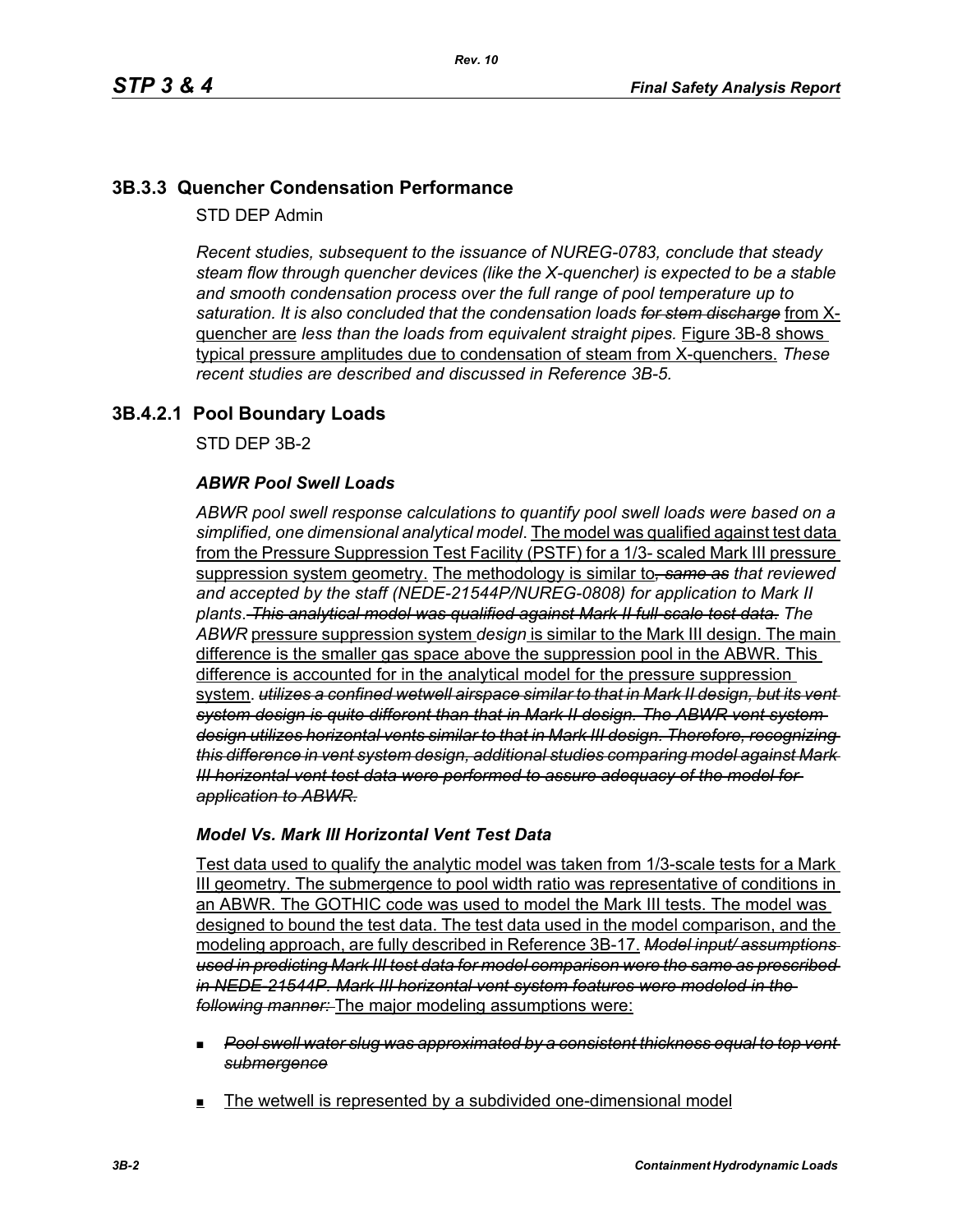## 3B.3.3 Quencher Condensation Performance

STD DEP Admin

*Recent studies, subsequent to the issuance of NUREG-0783, conclude that steady steam flow through quencher devices (like the X-quencher) is expected to be a stable and smooth condensation process over the full range of pool temperature up to saturation. It is also concluded that the condensation loads* ~~*for stem discharge*~~ from X-quencher are *less than the loads from equivalent straight pipes.* Figure 3B-8 shows typical pressure amplitudes due to condensation of steam from X-quenchers. *These recent studies are described and discussed in Reference 3B-5.*

## 3B.4.2.1 Pool Boundary Loads

STD DEP 3B-2

### *ABWR Pool Swell Loads*

*ABWR pool swell response calculations to quantify pool swell loads were based on a simplified, one dimensional analytical model*. The model was qualified against test data from the Pressure Suppression Test Facility (PSTF) for a 1/3- scaled Mark III pressure suppression system geometry. The methodology is similar to~~*, same as*~~ *that reviewed and accepted by the staff (NEDE-21544P/NUREG-0808) for application to Mark II plants*. ~~*This analytical model was qualified against Mark II full-scale test data.*~~ *The ABWR* pressure suppression system *design* is similar to the Mark III design. The main difference is the smaller gas space above the suppression pool in the ABWR. This difference is accounted for in the analytical model for the pressure suppression system. ~~*utilizes a confined wetwell airspace similar to that in Mark II design, but its vent system design is quite different than that in Mark II design. The ABWR vent system design utilizes horizontal vents similar to that in Mark III design. Therefore, recognizing this difference in vent system design, additional studies comparing model against Mark III horizontal vent test data were performed to assure adequacy of the model for application to ABWR.*~~

### *Model Vs. Mark III Horizontal Vent Test Data*

Test data used to qualify the analytic model was taken from 1/3-scale tests for a Mark III geometry. The submergence to pool width ratio was representative of conditions in an ABWR. The GOTHIC code was used to model the Mark III tests. The model was designed to bound the test data. The test data used in the model comparison, and the modeling approach, are fully described in Reference 3B-17. ~~*Model input/ assumptions used in predicting Mark III test data for model comparison were the same as prescribed in NEDE-21544P. Mark III horizontal vent system features were modeled in the following manner:*~~ The major modeling assumptions were:

- ~~*Pool swell water slug was approximated by a consistent thickness equal to top vent submergence*~~
- The wetwell is represented by a subdivided one-dimensional model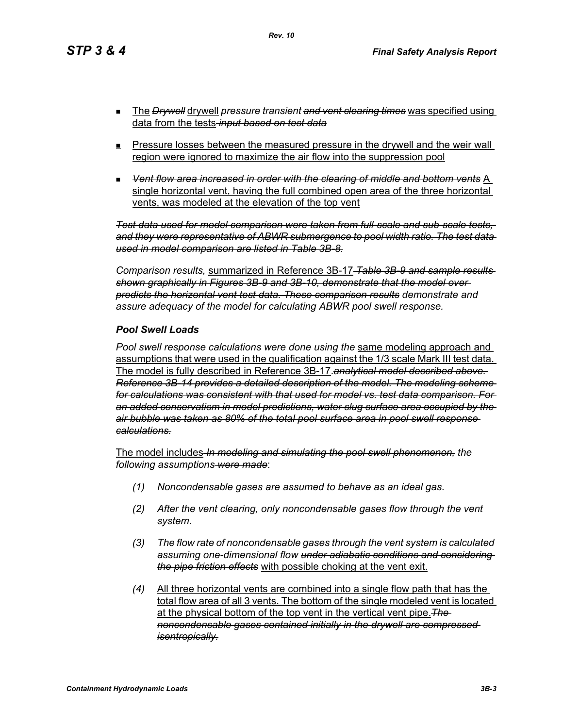- The ~~*Drywell*~~ drywell *pressure transient* ~~*and vent clearing times*~~ was specified using data from the tests ~~*input based on test data*~~

- Pressure losses between the measured pressure in the drywell and the weir wall region were ignored to maximize the air flow into the suppression pool

- ~~*Vent flow area increased in order with the clearing of middle and bottom vents*~~ A single horizontal vent, having the full combined open area of the three horizontal vents, was modeled at the elevation of the top vent

~~*Test data used for model comparison were taken from full-scale and sub-scale tests, and they were representative of ABWR submergence to pool width ratio. The test data used in model comparison are listed in Table 3B-8.*~~

*Comparison results,* summarized in Reference 3B-17 ~~*Table 3B-9 and sample results shown graphically in Figures 3B-9 and 3B-10, demonstrate that the model over predicts the horizontal vent test data. These comparison results*~~ *demonstrate and assure adequacy of the model for calculating ABWR pool swell response.*

### *Pool Swell Loads*

*Pool swell response calculations were done using the* same modeling approach and assumptions that were used in the qualification against the 1/3 scale Mark III test data. The model is fully described in Reference 3B-17. ~~*analytical model described above. Reference 3B-14 provides a detailed description of the model. The modeling scheme for calculations was consistent with that used for model vs. test data comparison. For an added conservatism in model predictions, water slug surface area occupied by the air bubble was taken as 80% of the total pool surface area in pool swell response calculations.*~~

The model includes ~~*In modeling and simulating the pool swell phenomenon,*~~ *the following assumptions* ~~*were made*~~:

*(1)* *Noncondensable gases are assumed to behave as an ideal gas.*

*(2)* *After the vent clearing, only noncondensable gases flow through the vent system.*

*(3)* *The flow rate of noncondensable gases through the vent system is calculated assuming one-dimensional flow* ~~*under adiabatic conditions and considering the pipe friction effects*~~ with possible choking at the vent exit.

*(4)* All three horizontal vents are combined into a single flow path that has the total flow area of all 3 vents. The bottom of the single modeled vent is located at the physical bottom of the top vent in the vertical vent pipe. ~~*The noncondensable gases contained initially in the drywell are compressed isentropically.*~~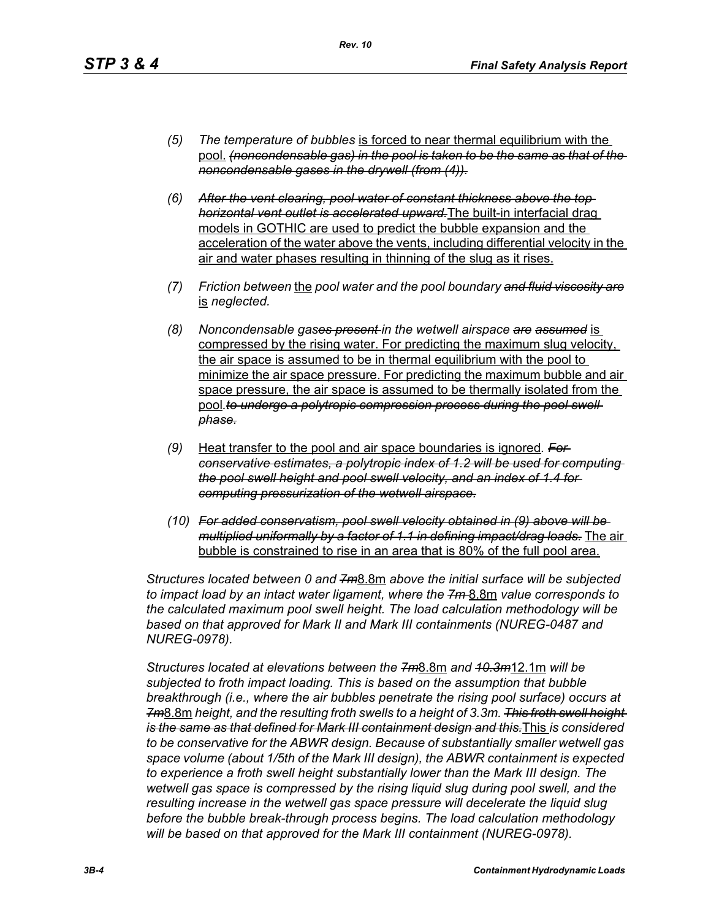(5) *The temperature of bubbles* is forced to near thermal equilibrium with the pool. ~~*(noncondensable gas) in the pool is taken to be the same as that of the noncondensable gases in the drywell (from (4)).*~~

(6) ~~*After the vent clearing, pool water of constant thickness above the top horizontal vent outlet is accelerated upward.*~~ The built-in interfacial drag models in GOTHIC are used to predict the bubble expansion and the acceleration of the water above the vents, including differential velocity in the air and water phases resulting in thinning of the slug as it rises.

(7) *Friction between* the *pool water and the pool boundary* ~~*and fluid viscosity are*~~ is *neglected.*

(8) *Noncondensable gas*~~*es present*~~ *in the wetwell airspace* ~~*are assumed*~~ is compressed by the rising water. For predicting the maximum slug velocity, the air space is assumed to be in thermal equilibrium with the pool to minimize the air space pressure. For predicting the maximum bubble and air space pressure, the air space is assumed to be thermally isolated from the pool.~~*to undergo a polytropic compression process during the pool swell phase.*~~

(9) Heat transfer to the pool and air space boundaries is ignored. ~~*For conservative estimates, a polytropic index of 1.2 will be used for computing the pool swell height and pool swell velocity, and an index of 1.4 for computing pressurization of the wetwell airspace.*~~

(10) ~~*For added conservatism, pool swell velocity obtained in (9) above will be multiplied uniformly by a factor of 1.1 in defining impact/drag loads.*~~ The air bubble is constrained to rise in an area that is 80% of the full pool area.

*Structures located between 0 and* ~~*7m*~~8.8m *above the initial surface will be subjected to impact load by an intact water ligament, where the* ~~*7m*~~ 8.8m *value corresponds to the calculated maximum pool swell height. The load calculation methodology will be based on that approved for Mark II and Mark III containments (NUREG-0487 and NUREG-0978).*

*Structures located at elevations between the* ~~*7m*~~8.8m *and* ~~*10.3m*~~12.1m *will be subjected to froth impact loading. This is based on the assumption that bubble breakthrough (i.e., where the air bubbles penetrate the rising pool surface) occurs at* ~~*7m*~~8.8m *height, and the resulting froth swells to a height of 3.3m.* ~~*This froth swell height is the same as that defined for Mark III containment design and this.*~~This *is considered to be conservative for the ABWR design. Because of substantially smaller wetwell gas space volume (about 1/5th of the Mark III design), the ABWR containment is expected to experience a froth swell height substantially lower than the Mark III design. The wetwell gas space is compressed by the rising liquid slug during pool swell, and the resulting increase in the wetwell gas space pressure will decelerate the liquid slug before the bubble break-through process begins. The load calculation methodology will be based on that approved for the Mark III containment (NUREG-0978).*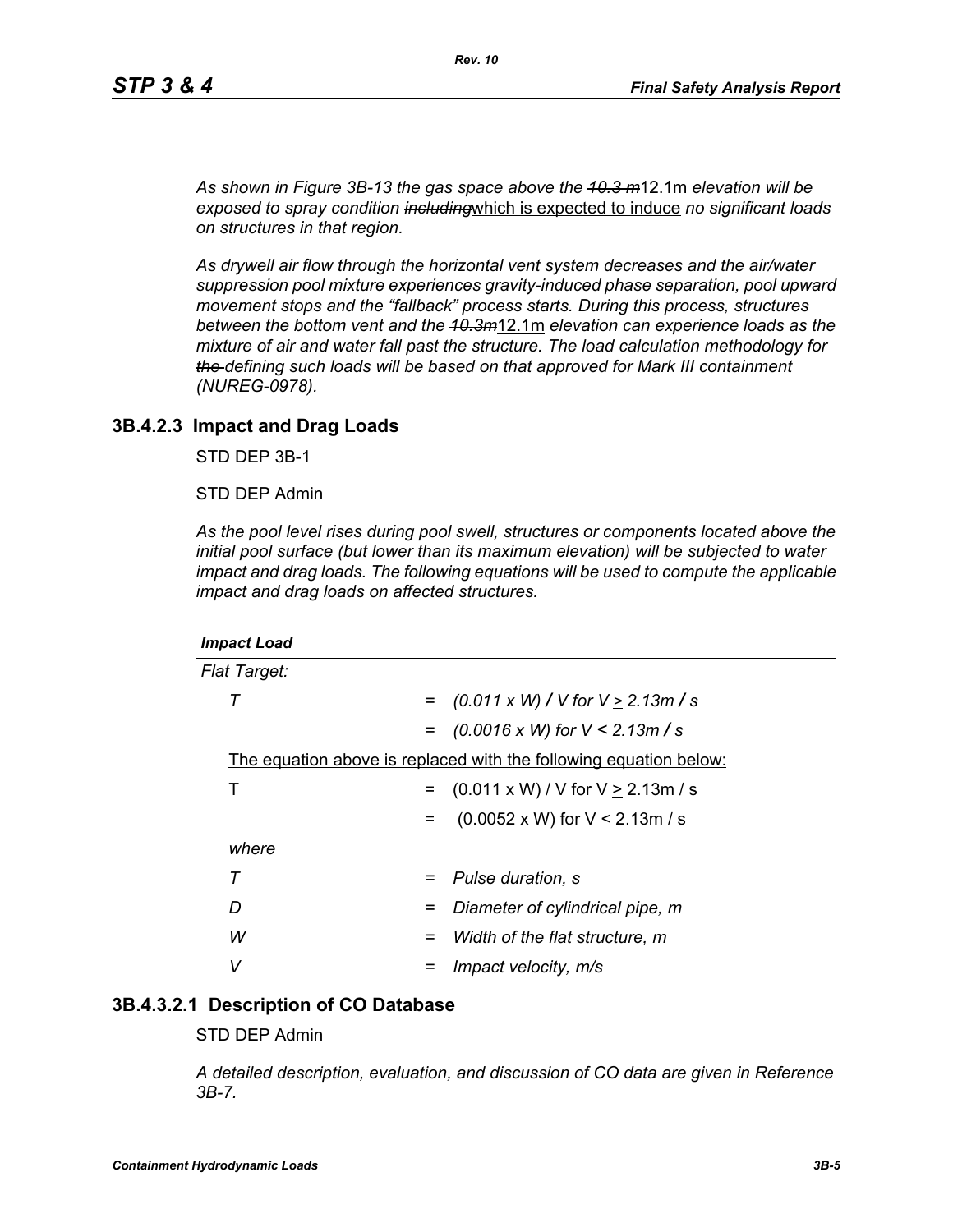*As shown in Figure 3B-13 the gas space above the ~~10.3 m~~12.1m elevation will be exposed to spray condition ~~including~~which is expected to induce no significant loads on structures in that region.*

*As drywell air flow through the horizontal vent system decreases and the air/water suppression pool mixture experiences gravity-induced phase separation, pool upward movement stops and the "fallback" process starts. During this process, structures between the bottom vent and the ~~10.3m~~12.1m elevation can experience loads as the mixture of air and water fall past the structure. The load calculation methodology for ~~the~~ defining such loads will be based on that approved for Mark III containment (NUREG-0978).*

### 3B.4.2.3 Impact and Drag Loads

STD DEP 3B-1

STD DEP Admin

*As the pool level rises during pool swell, structures or components located above the initial pool surface (but lower than its maximum elevation) will be subjected to water impact and drag loads. The following equations will be used to compute the applicable impact and drag loads on affected structures.*

***Impact Load***

*Flat Target:*

$$T = (0.011 \times W) / V \text{ for } V \geq 2.13 m/s$$

$$= (0.0016 \times W) \text{ for } V < 2.13 m/s$$

The equation above is replaced with the following equation below:

$$T = (0.011 \times W) / V \text{ for } V \geq 2.13 m/s$$

$$= (0.0052 \times W) \text{ for } V < 2.13 m/s$$

*where*

| | | |
|---|---|---|
| $T$ | = | *Pulse duration, s* |
| $D$ | = | *Diameter of cylindrical pipe, m* |
| $W$ | = | *Width of the flat structure, m* |
| $V$ | = | *Impact velocity, m/s* |

### 3B.4.3.2.1 Description of CO Database

STD DEP Admin

*A detailed description, evaluation, and discussion of CO data are given in Reference 3B-7.*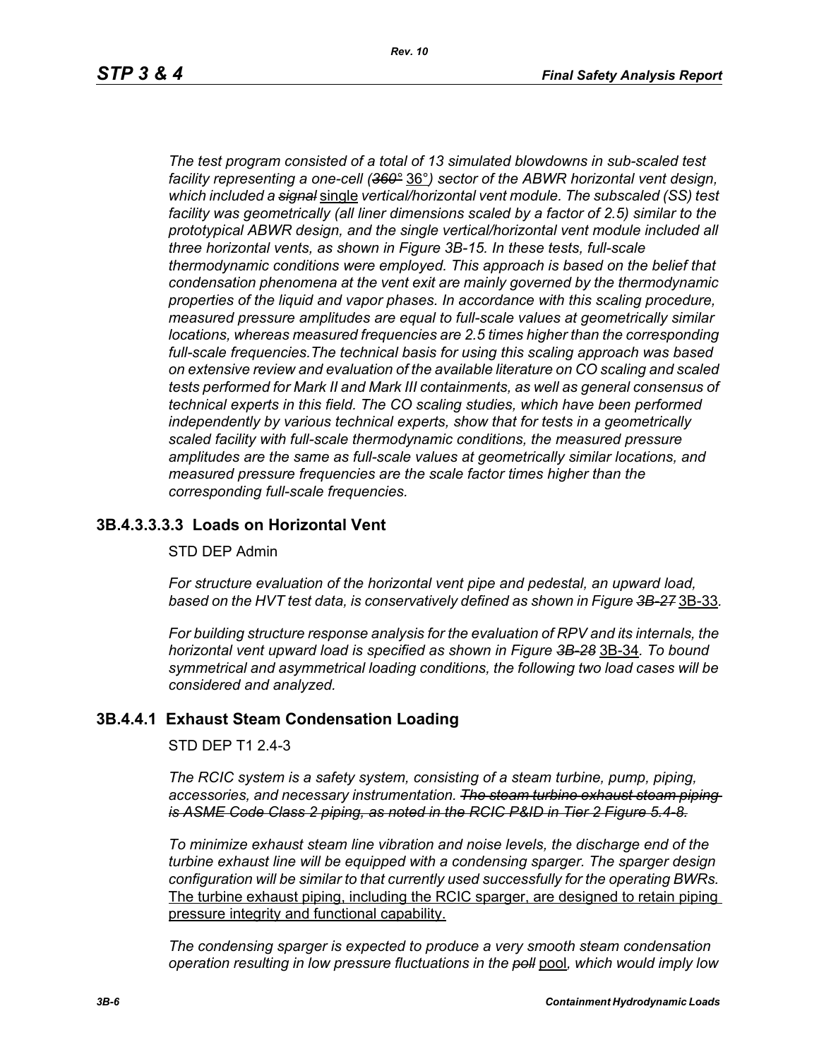*The test program consisted of a total of 13 simulated blowdowns in sub-scaled test facility representing a one-cell (~~360°~~ 36°) sector of the ABWR horizontal vent design, which included a ~~signal~~ single vertical/horizontal vent module. The subscaled (SS) test facility was geometrically (all liner dimensions scaled by a factor of 2.5) similar to the prototypical ABWR design, and the single vertical/horizontal vent module included all three horizontal vents, as shown in Figure 3B-15. In these tests, full-scale thermodynamic conditions were employed. This approach is based on the belief that condensation phenomena at the vent exit are mainly governed by the thermodynamic properties of the liquid and vapor phases. In accordance with this scaling procedure, measured pressure amplitudes are equal to full-scale values at geometrically similar locations, whereas measured frequencies are 2.5 times higher than the corresponding full-scale frequencies.The technical basis for using this scaling approach was based on extensive review and evaluation of the available literature on CO scaling and scaled tests performed for Mark II and Mark III containments, as well as general consensus of technical experts in this field. The CO scaling studies, which have been performed independently by various technical experts, show that for tests in a geometrically scaled facility with full-scale thermodynamic conditions, the measured pressure amplitudes are the same as full-scale values at geometrically similar locations, and measured pressure frequencies are the scale factor times higher than the corresponding full-scale frequencies.*

### 3B.4.3.3.3.3 Loads on Horizontal Vent

STD DEP Admin

*For structure evaluation of the horizontal vent pipe and pedestal, an upward load, based on the HVT test data, is conservatively defined as shown in Figure ~~3B-27~~* 3B-33.

*For building structure response analysis for the evaluation of RPV and its internals, the horizontal vent upward load is specified as shown in Figure ~~3B-28~~* 3B-34. *To bound symmetrical and asymmetrical loading conditions, the following two load cases will be considered and analyzed.*

### 3B.4.4.1 Exhaust Steam Condensation Loading

STD DEP T1 2.4-3

*The RCIC system is a safety system, consisting of a steam turbine, pump, piping, accessories, and necessary instrumentation. ~~The steam turbine exhaust steam piping is ASME Code Class 2 piping, as noted in the RCIC P&ID in Tier 2 Figure 5.4-8.~~*

*To minimize exhaust steam line vibration and noise levels, the discharge end of the turbine exhaust line will be equipped with a condensing sparger. The sparger design configuration will be similar to that currently used successfully for the operating BWRs.* The turbine exhaust piping, including the RCIC sparger, are designed to retain piping pressure integrity and functional capability.

*The condensing sparger is expected to produce a very smooth steam condensation operation resulting in low pressure fluctuations in the ~~poll~~* pool, *which would imply low*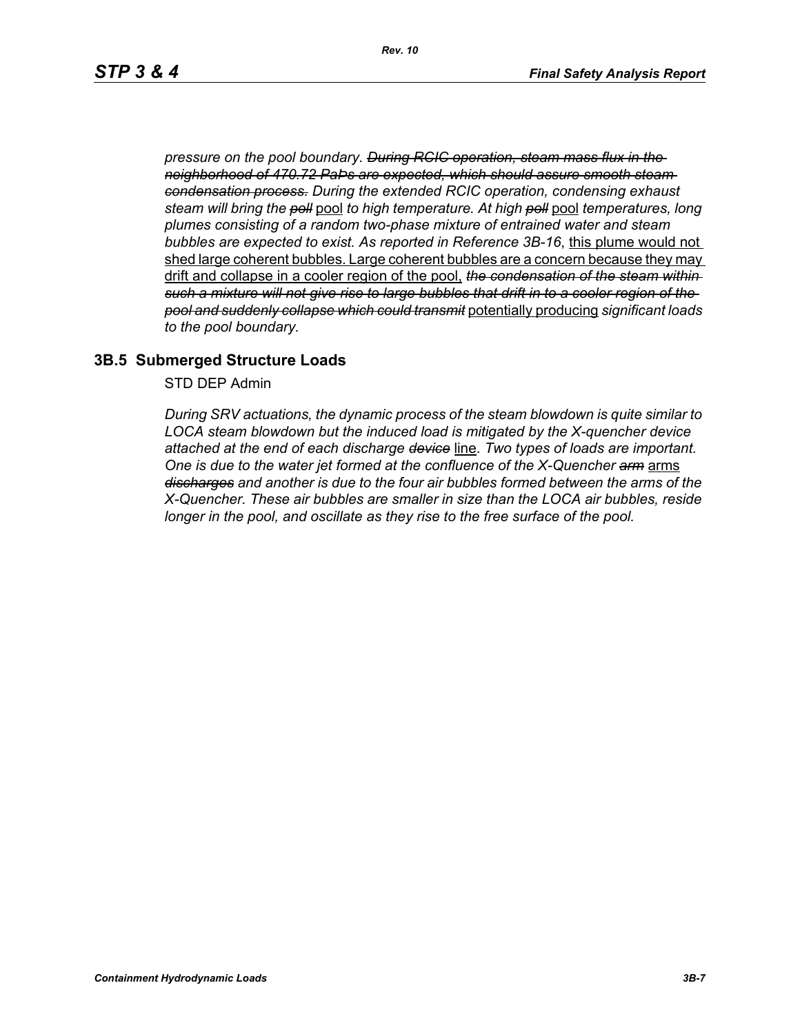*pressure on the pool boundary. ~~During RCIC operation, steam mass flux in the neighborhood of 470.72 PaPs are expected, which should assure smooth steam condensation process.~~ During the extended RCIC operation, condensing exhaust steam will bring the ~~poll~~* <u>pool</u> *to high temperature. At high ~~poll~~* <u>pool</u> *temperatures, long plumes consisting of a random two-phase mixture of entrained water and steam bubbles are expected to exist. As reported in Reference 3B-16*, <u>this plume would not shed large coherent bubbles. Large coherent bubbles are a concern because they may drift and collapse in a cooler region of the pool,</u> *~~the condensation of the steam within such a mixture will not give rise to large bubbles that drift in to a cooler region of the pool and suddenly collapse which could transmit~~* <u>potentially producing</u> *significant loads to the pool boundary.*

## 3B.5 Submerged Structure Loads

STD DEP Admin

*During SRV actuations, the dynamic process of the steam blowdown is quite similar to LOCA steam blowdown but the induced load is mitigated by the X-quencher device attached at the end of each discharge ~~device~~* <u>line</u>. *Two types of loads are important. One is due to the water jet formed at the confluence of the X-Quencher ~~arm~~* <u>arms</u> *~~discharges~~ and another is due to the four air bubbles formed between the arms of the X-Quencher. These air bubbles are smaller in size than the LOCA air bubbles, reside longer in the pool, and oscillate as they rise to the free surface of the pool.*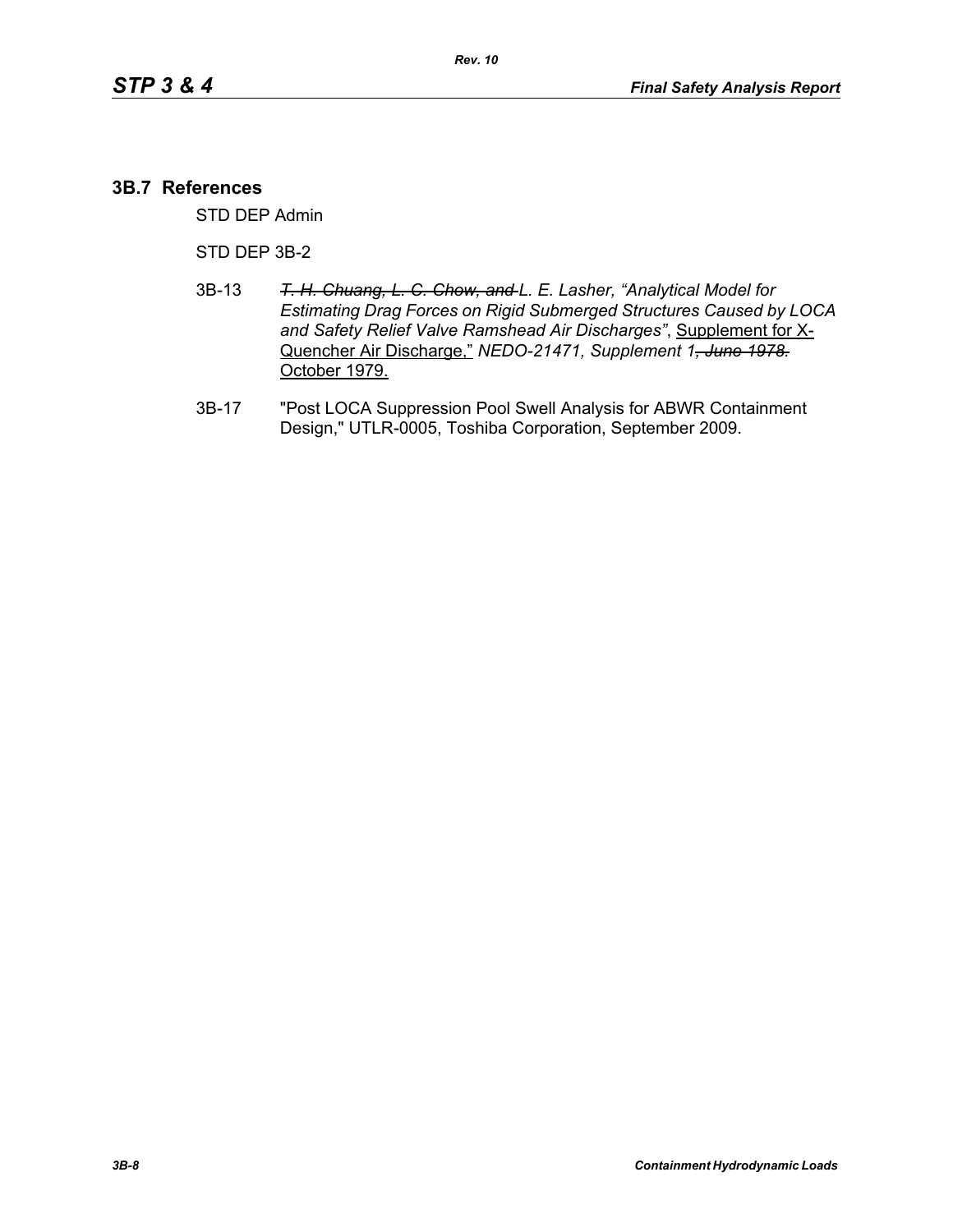## 3B.7 References

STD DEP Admin

STD DEP 3B-2

3B-13 *~~T. H. Chuang, L. C. Chow, and~~ L. E. Lasher, “Analytical Model for Estimating Drag Forces on Rigid Submerged Structures Caused by LOCA and Safety Relief Valve Ramshead Air Discharges”*, Supplement for X-Quencher Air Discharge,” *NEDO-21471, Supplement 1~~, June 1978.~~* October 1979.

3B-17 "Post LOCA Suppression Pool Swell Analysis for ABWR Containment Design," UTLR-0005, Toshiba Corporation, September 2009.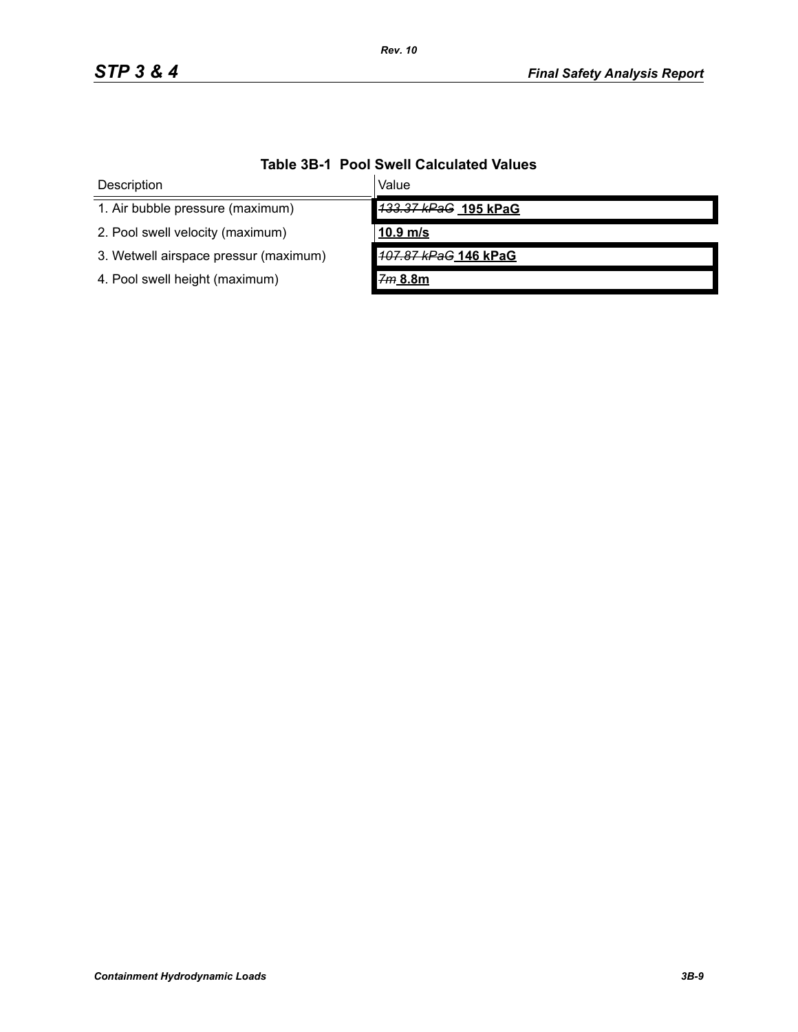**Table 3B-1 Pool Swell Calculated Values**

| Description | Value |
|---|---|
| 1. Air bubble pressure (maximum) | ~~*133.37 kPaG*~~ **<u>195 kPaG</u>** |
| 2. Pool swell velocity (maximum) | **<u>10.9 m/s</u>** |
| 3. Wetwell airspace pressur (maximum) | ~~*107.87 kPaG*~~ **<u>146 kPaG</u>** |
| 4. Pool swell height (maximum) | ~~*7m*~~ **<u>8.8m</u>** |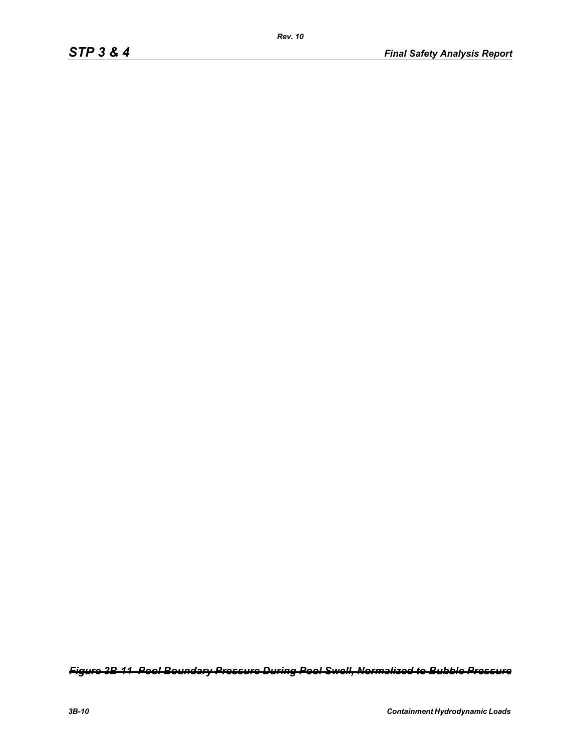~~*Figure 3B-11 Pool Boundary Pressure During Pool Swell, Normalized to Bubble Pressure*~~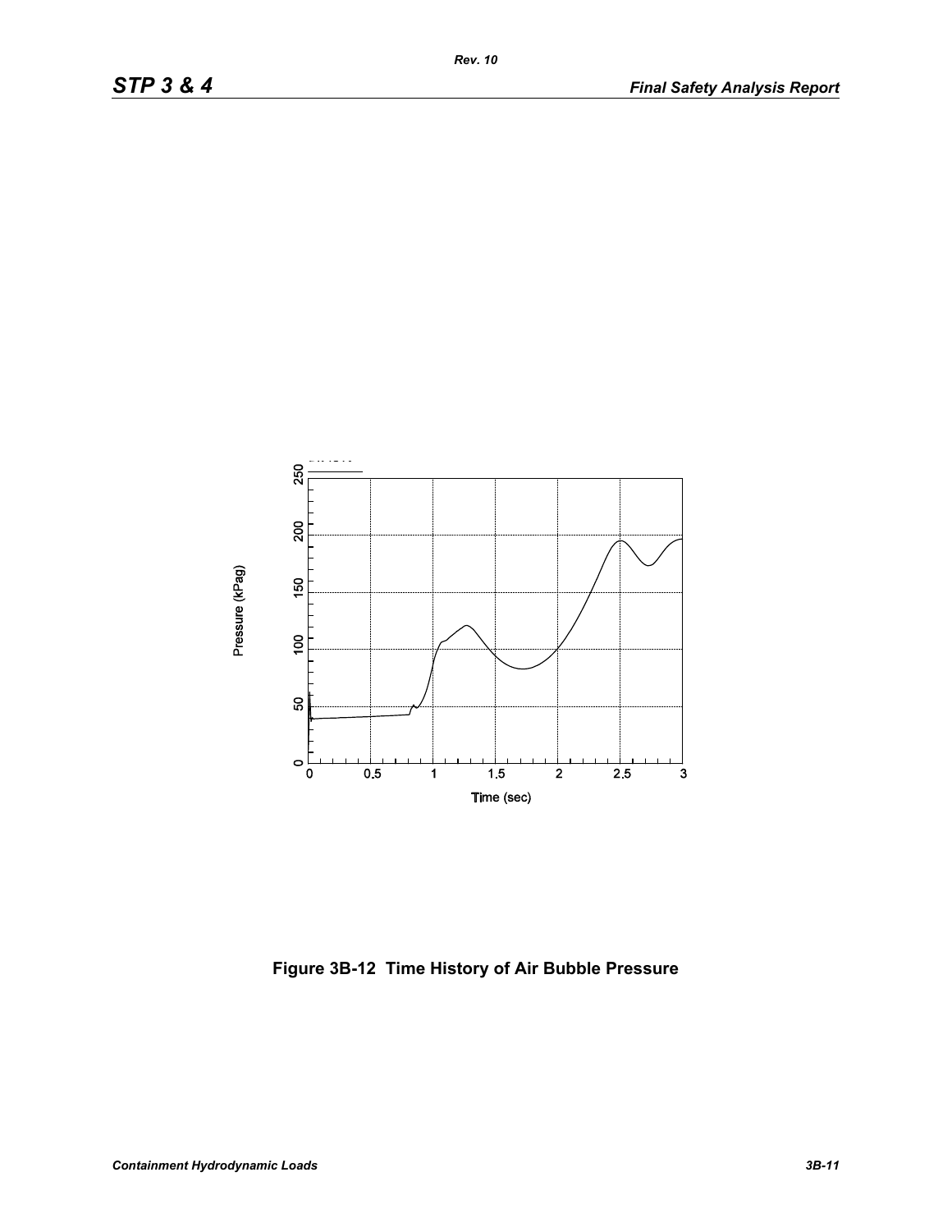Figure 3B-12 Time History of Air Bubble Pressure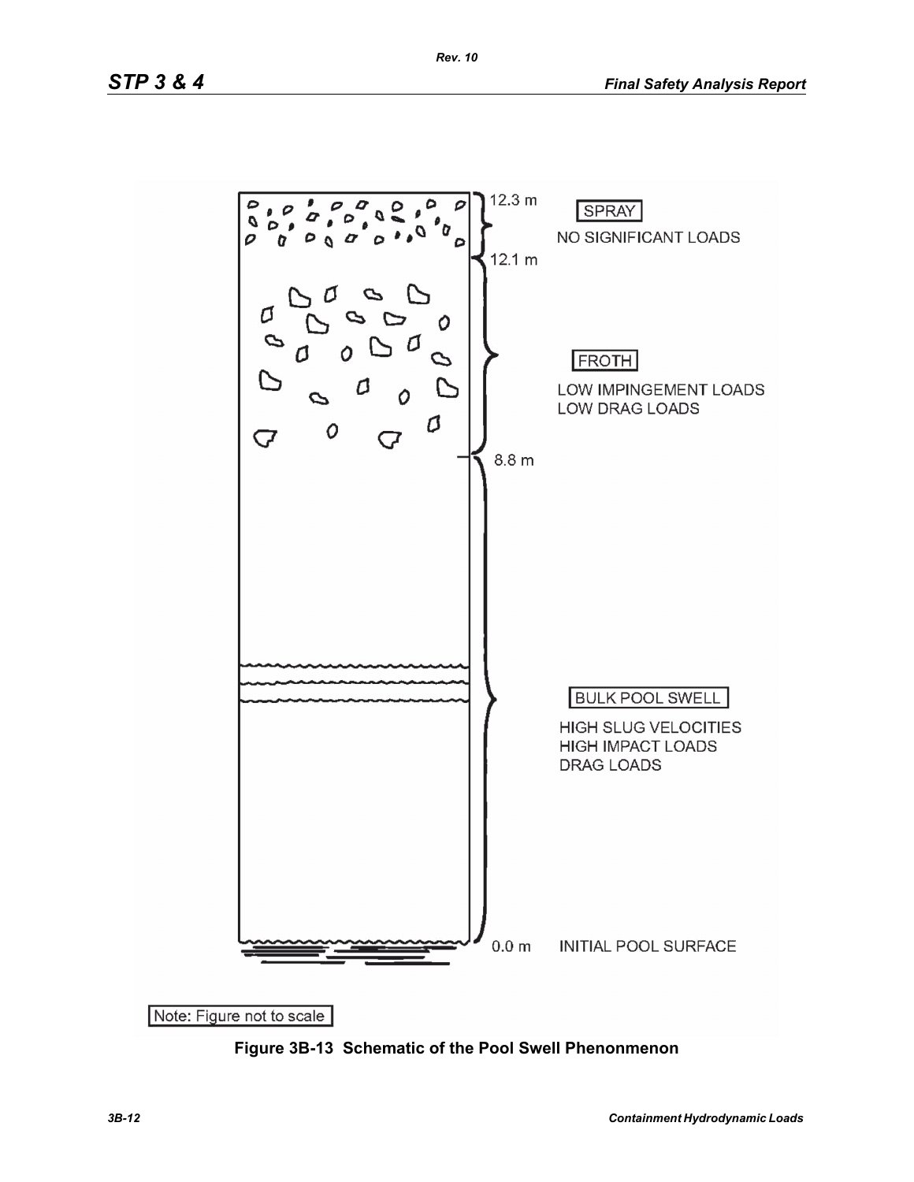12.3 m

SPRAY

NO SIGNIFICANT LOADS

12.1 m

FROTH

LOW IMPINGEMENT LOADS
LOW DRAG LOADS

8.8 m

BULK POOL SWELL

HIGH SLUG VELOCITIES
HIGH IMPACT LOADS
DRAG LOADS

0.0 m INITIAL POOL SURFACE

Note: Figure not to scale

**Figure 3B-13 Schematic of the Pool Swell Phenonmenon**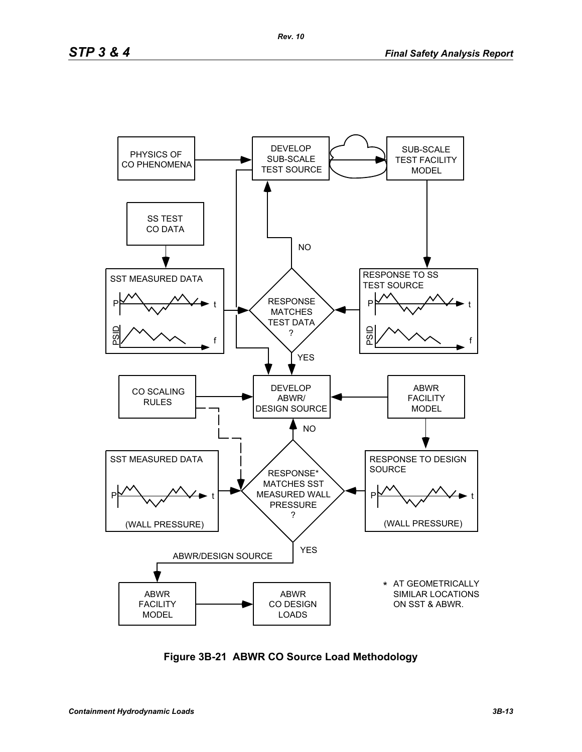PHYSICS OF CO PHENOMENA

DEVELOP SUB-SCALE TEST SOURCE

SUB-SCALE TEST FACILITY MODEL

SS TEST CO DATA

SST MEASURED DATA

RESPONSE MATCHES TEST DATA ?

NO

YES

RESPONSE TO SS TEST SOURCE

CO SCALING RULES

DEVELOP ABWR/ DESIGN SOURCE

ABWR FACILITY MODEL

SST MEASURED DATA

(WALL PRESSURE)

RESPONSE* MATCHES SST MEASURED WALL PRESSURE ?

NO

YES

RESPONSE TO DESIGN SOURCE

(WALL PRESSURE)

ABWR/DESIGN SOURCE

ABWR FACILITY MODEL

ABWR CO DESIGN LOADS

* AT GEOMETRICALLY SIMILAR LOCATIONS ON SST & ABWR.

**Figure 3B-21 ABWR CO Source Load Methodology**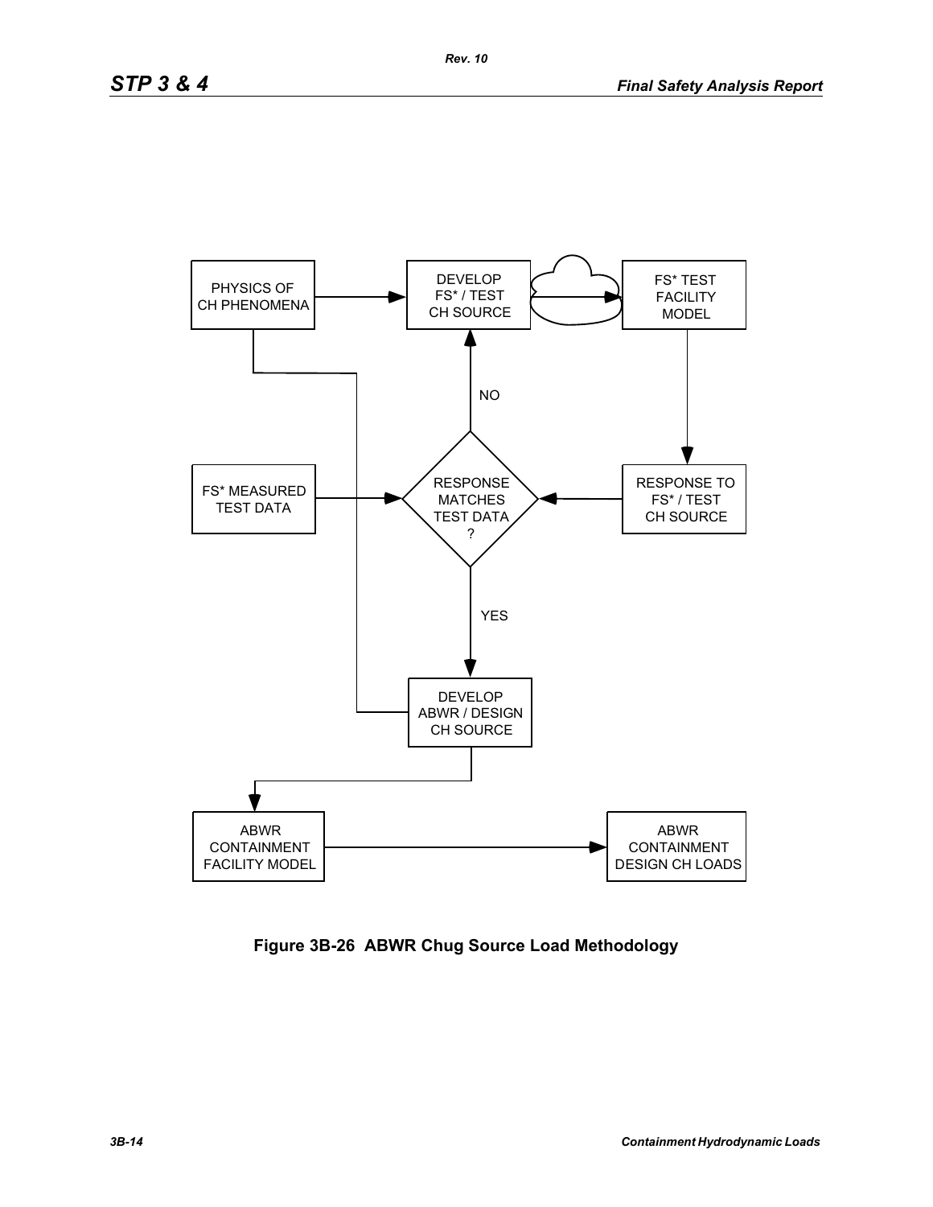PHYSICS OF CH PHENOMENA

DEVELOP FS* / TEST CH SOURCE

FS* TEST FACILITY MODEL

NO

FS* MEASURED TEST DATA

RESPONSE MATCHES TEST DATA ?

RESPONSE TO FS* / TEST CH SOURCE

YES

DEVELOP ABWR / DESIGN CH SOURCE

ABWR CONTAINMENT FACILITY MODEL

ABWR CONTAINMENT DESIGN CH LOADS

**Figure 3B-26 ABWR Chug Source Load Methodology**